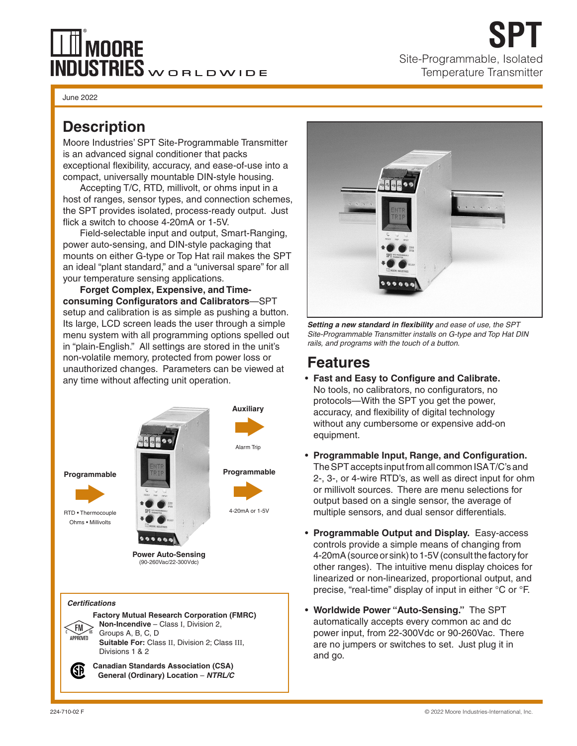# SPT

Site-Programmable, Isolated Temperature Transmitter

June 2022

## Description

Moore Industries' SPT Site-Programmable Transmitter is an advanced signal conditioner that packs exceptional flexibility, accuracy, and ease-of-use into a compact, universally mountable DIN-style housing.

Accepting T/C, RTD, millivolt, or ohms input in a host of ranges, sensor types, and connection schemes, the SPT provides isolated, process-ready output. Just flick a switch to choose 4-20mA or 1-5V.

Field-selectable input and output, Smart-Ranging, power auto-sensing, and DIN-style packaging that mounts on either G-type or Top Hat rail makes the SPT an ideal "plant standard," and a "universal spare" for all your temperature sensing applications.

**Forget Complex, Expensive, and Time-consuming Configurators and Calibrators**—SPT setup and calibration is as simple as pushing a button. Its large, LCD screen leads the user through a simple menu system with all programming options spelled out in "plain-English." All settings are stored in the unit's non-volatile memory, protected from power loss or unauthorized changes. Parameters can be viewed at any time without affecting unit operation.

**Programmable**

RTD • Thermocouple
Ohms • Millivolts

**Auxiliary**

Alarm Trip

**Programmable**

4-20mA or 1-5V

**Power Auto-Sensing**
(90-260Vac/22-300Vdc)

*Certifications*

**Factory Mutual Research Corporation (FMRC)**
**Non-Incendive** – Class I, Division 2, Groups A, B, C, D
**Suitable For:** Class II, Division 2; Class III, Divisions 1 & 2

**Canadian Standards Association (CSA)**
**General (Ordinary) Location** – ***NTRL/C***

***Setting a new standard in flexibility*** *and ease of use, the SPT Site-Programmable Transmitter installs on G-type and Top Hat DIN rails, and programs with the touch of a button.*

## Features

- **Fast and Easy to Configure and Calibrate.** No tools, no calibrators, no configurators, no protocols—With the SPT you get the power, accuracy, and flexibility of digital technology without any cumbersome or expensive add-on equipment.
- **Programmable Input, Range, and Configuration.** The SPT accepts input from all common ISA T/C's and 2-, 3-, or 4-wire RTD's, as well as direct input for ohm or millivolt sources. There are menu selections for output based on a single sensor, the average of multiple sensors, and dual sensor differentials.
- **Programmable Output and Display.** Easy-access controls provide a simple means of changing from 4-20mA (source or sink) to 1-5V (consult the factory for other ranges). The intuitive menu display choices for linearized or non-linearized, proportional output, and precise, "real-time" display of input in either °C or °F.
- **Worldwide Power "Auto-Sensing."** The SPT automatically accepts every common ac and dc power input, from 22-300Vdc or 90-260Vac. There are no jumpers or switches to set. Just plug it in and go.

224-710-02 F

© 2022 Moore Industries-International, Inc.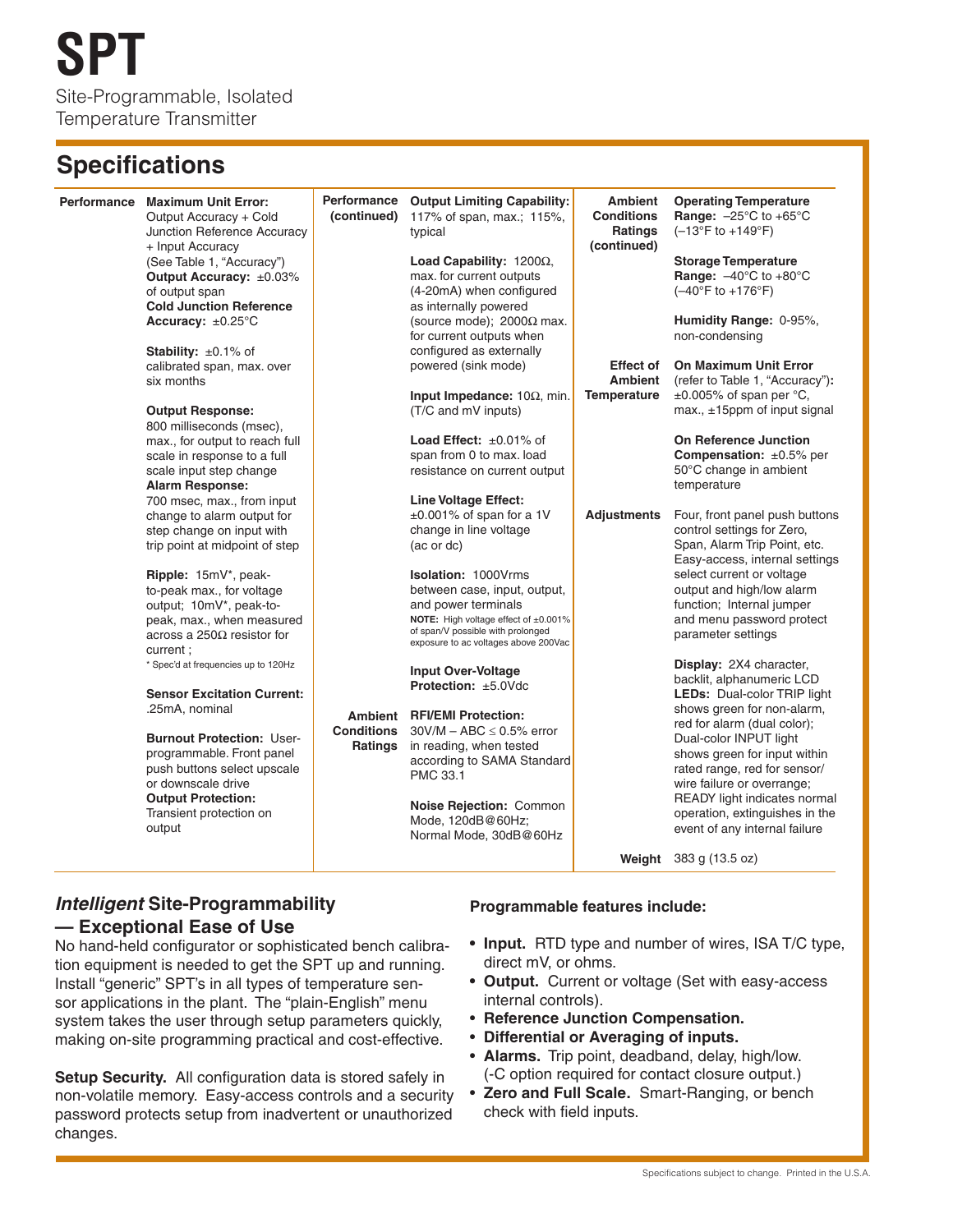# SPT

Site-Programmable, Isolated Temperature Transmitter

## Specifications

### Performance

**Maximum Unit Error:** Output Accuracy + Cold Junction Reference Accuracy + Input Accuracy (See Table 1, "Accuracy")
**Output Accuracy:** ±0.03% of output span
**Cold Junction Reference Accuracy:** ±0.25°C

**Stability:** ±0.1% of calibrated span, max. over six months

**Output Response:** 800 milliseconds (msec), max., for output to reach full scale in response to a full scale input step change
**Alarm Response:** 700 msec, max., from input change to alarm output for step change on input with trip point at midpoint of step

**Ripple:** 15mV*, peak-to-peak max., for voltage output; 10mV*, peak-to-peak, max., when measured across a 250Ω resistor for current ;
* Spec'd at frequencies up to 120Hz

**Sensor Excitation Current:** .25mA, nominal

**Burnout Protection:** User-programmable. Front panel push buttons select upscale or downscale drive
**Output Protection:** Transient protection on output

### Performance (continued)

**Output Limiting Capability:** 117% of span, max.; 115%, typical

**Load Capability:** 1200Ω, max. for current outputs (4-20mA) when configured as internally powered (source mode); 2000Ω max. for current outputs when configured as externally powered (sink mode)

**Input Impedance:** 10Ω, min. (T/C and mV inputs)

**Load Effect:** ±0.01% of span from 0 to max. load resistance on current output

**Line Voltage Effect:** ±0.001% of span for a 1V change in line voltage (ac or dc)

**Isolation:** 1000Vrms between case, input, output, and power terminals
**NOTE:** High voltage effect of ±0.001% of span/V possible with prolonged exposure to ac voltages above 200Vac

**Input Over-Voltage Protection:** ±5.0Vdc

### Ambient Conditions Ratings

**RFI/EMI Protection:** 30V/M – ABC ≤ 0.5% error in reading, when tested according to SAMA Standard PMC 33.1

**Noise Rejection:** Common Mode, 120dB@60Hz; Normal Mode, 30dB@60Hz

### Ambient Conditions Ratings (continued)

**Operating Temperature Range:** –25°C to +65°C (–13°F to +149°F)

**Storage Temperature Range:** –40°C to +80°C (–40°F to +176°F)

**Humidity Range:** 0-95%, non-condensing

### Effect of Ambient Temperature

**On Maximum Unit Error** (refer to Table 1, "Accuracy")**:** ±0.005% of span per °C, max., ±15ppm of input signal

**On Reference Junction Compensation:** ±0.5% per 50°C change in ambient temperature

### Adjustments

Four, front panel push buttons control settings for Zero, Span, Alarm Trip Point, etc. Easy-access, internal settings select current or voltage output and high/low alarm function; Internal jumper and menu password protect parameter settings

**Display:** 2X4 character, backlit, alphanumeric LCD
**LEDs:** Dual-color TRIP light shows green for non-alarm, red for alarm (dual color); Dual-color INPUT light shows green for input within rated range, red for sensor/wire failure or overrange; READY light indicates normal operation, extinguishes in the event of any internal failure

### Weight

383 g (13.5 oz)

## *Intelligent* Site-Programmability — Exceptional Ease of Use

No hand-held configurator or sophisticated bench calibration equipment is needed to get the SPT up and running. Install "generic" SPT's in all types of temperature sensor applications in the plant. The "plain-English" menu system takes the user through setup parameters quickly, making on-site programming practical and cost-effective.

**Setup Security.** All configuration data is stored safely in non-volatile memory. Easy-access controls and a security password protects setup from inadvertent or unauthorized changes.

**Programmable features include:**

- **Input.** RTD type and number of wires, ISA T/C type, direct mV, or ohms.
- **Output.** Current or voltage (Set with easy-access internal controls).
- **Reference Junction Compensation.**
- **Differential or Averaging of inputs.**
- **Alarms.** Trip point, deadband, delay, high/low. (-C option required for contact closure output.)
- **Zero and Full Scale.** Smart-Ranging, or bench check with field inputs.

Specifications subject to change. Printed in the U.S.A.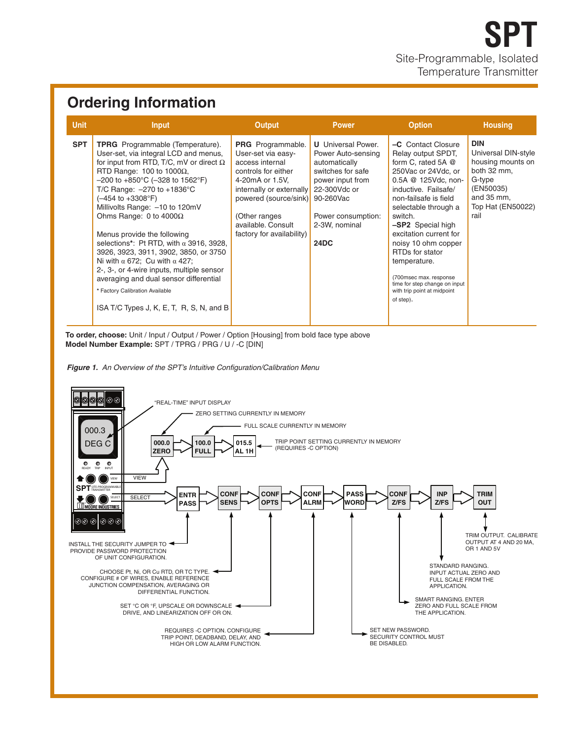# SPT

Site-Programmable, Isolated Temperature Transmitter

## Ordering Information

| Unit | Input | Output | Power | Option | Housing |
|---|---|---|---|---|---|
| **SPT** | **TPRG** Programmable (Temperature). User-set, via integral LCD and menus, for input from RTD, T/C, mV or direct Ω<br>RTD Range: 100 to 1000Ω, –200 to +850°C (–328 to 1562°F)<br>T/C Range: –270 to +1836°C (–454 to +3308°F)<br>Millivolts Range: –10 to 120mV<br>Ohms Range: 0 to 4000Ω<br><br>Menus provide the following selections*: Pt RTD, with α 3916, 3928, 3926, 3923, 3911, 3902, 3850, or 3750 Ni with α 672; Cu with α 427; 2-, 3-, or 4-wire inputs, multiple sensor averaging and dual sensor differential<br>* Factory Calibration Available<br><br>ISA T/C Types J, K, E, T, R, S, N, and B | **PRG** Programmable. User-set via easy-access internal controls for either 4-20mA or 1.5V, internally or externally powered (source/sink)<br><br>(Other ranges available. Consult factory for availability) | **U** Universal Power. Power Auto-sensing automatically switches for safe power input from 22-300Vdc or 90-260Vac<br><br>Power consumption: 2-3W, nominal<br><br>**24DC** | **–C** Contact Closure Relay output SPDT, form C, rated 5A @ 250Vac or 24Vdc, or 0.5A @ 125Vdc, non-inductive. Failsafe/ non-failsafe is field selectable through a switch.<br>**–SP2** Special high excitation current for noisy 10 ohm copper RTDs for stator temperature.<br><br>(700msec max. response time for step change on input with trip point at midpoint of step). | **DIN** Universal DIN-style housing mounts on both 32 mm, G-type (EN50035) and 35 mm, Top Hat (EN50022) rail |

**To order, choose:** Unit / Input / Output / Power / Option [Housing] from bold face type above
**Model Number Example:** SPT / TPRG / PRG / U / -C [DIN]

***Figure 1.*** *An Overview of the SPT's Intuitive Configuration/Calibration Menu*

- "REAL-TIME" INPUT DISPLAY (000.3 DEG C)
- VIEW: 000.0 ZERO → 100.0 FULL → 015.5 AL 1H
  - ZERO SETTING CURRENTLY IN MEMORY
  - FULL SCALE CURRENTLY IN MEMORY
  - TRIP POINT SETTING CURRENTLY IN MEMORY (REQUIRES -C OPTION)
- SELECT: ENTR PASS → CONF SENS → CONF OPTS → CONF ALRM → PASS WORD → CONF Z/FS → INP Z/FS → TRIM OUT
  - ENTR PASS: INSTALL THE SECURITY JUMPER TO PROVIDE PASSWORD PROTECTION OF UNIT CONFIGURATION.
  - CONF SENS: CHOOSE Pt, Ni, OR Cu RTD, OR TC TYPE. CONFIGURE # OF WIRES, ENABLE REFERENCE JUNCTION COMPENSATION, AVERAGING OR DIFFERENTIAL FUNCTION.
  - CONF OPTS: SET °C OR °F, UPSCALE OR DOWNSCALE DRIVE, AND LINEARIZATION OFF OR ON.
  - CONF ALRM: REQUIRES -C OPTION. CONFIGURE TRIP POINT, DEADBAND, DELAY, AND HIGH OR LOW ALARM FUNCTION.
  - PASS WORD: SET NEW PASSWORD. SECURITY CONTROL MUST BE DISABLED.
  - CONF Z/FS: SMART RANGING. ENTER ZERO AND FULL SCALE FROM THE APPLICATION.
  - INP Z/FS: STANDARD RANGING. INPUT ACTUAL ZERO AND FULL SCALE FROM THE APPLICATION.
  - TRIM OUT: TRIM OUTPUT. CALIBRATE OUTPUT AT 4 AND 20 MA, OR 1 AND 5V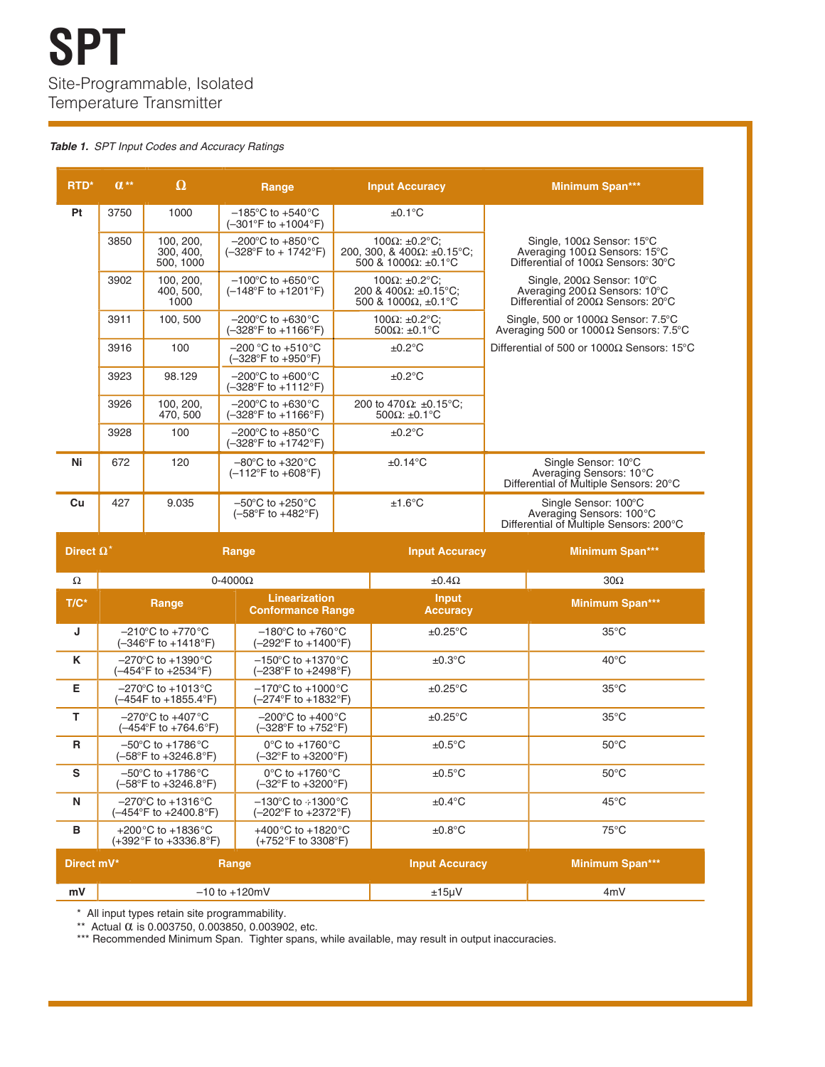# SPT

Site-Programmable, Isolated Temperature Transmitter

*Table 1. SPT Input Codes and Accuracy Ratings*

| RTD* | α ** | Ω | Range | Input Accuracy | Minimum Span*** |
|---|---|---|---|---|---|
| Pt | 3750 | 1000 | –185°C to +540°C (–301°F to +1004°F) | ±0.1°C | Single, 100Ω Sensor: 15°C<br>Averaging 100Ω Sensors: 15°C<br>Differential of 100Ω Sensors: 30°C<br>Single, 200Ω Sensor: 10°C<br>Averaging 200Ω Sensors: 10°C<br>Differential of 200Ω Sensors: 20°C<br>Single, 500 or 1000Ω Sensor: 7.5°C<br>Averaging 500 or 1000Ω Sensors: 7.5°C<br>Differential of 500 or 1000Ω Sensors: 15°C |
| | 3850 | 100, 200, 300, 400, 500, 1000 | –200°C to +850°C (–328°F to + 1742°F) | 100Ω: ±0.2°C;<br>200, 300, & 400Ω: ±0.15°C;<br>500 & 1000Ω: ±0.1°C | |
| | 3902 | 100, 200, 400, 500, 1000 | –100°C to +650°C (–148°F to +1201°F) | 100Ω: ±0.2°C;<br>200 & 400Ω: ±0.15°C;<br>500 & 1000Ω, ±0.1°C | |
| | 3911 | 100, 500 | –200°C to +630°C (–328°F to +1166°F) | 100Ω: ±0.2°C;<br>500Ω: ±0.1°C | |
| | 3916 | 100 | –200 °C to +510°C (–328°F to +950°F) | ±0.2°C | |
| | 3923 | 98.129 | –200°C to +600°C (–328°F to +1112°F) | ±0.2°C | |
| | 3926 | 100, 200, 470, 500 | –200°C to +630°C (–328°F to +1166°F) | 200 to 470Ω: ±0.15°C;<br>500Ω: ±0.1°C | |
| | 3928 | 100 | –200°C to +850°C (–328°F to +1742°F) | ±0.2°C | |
| Ni | 672 | 120 | –80°C to +320°C (–112°F to +608°F) | ±0.14°C | Single Sensor: 10°C<br>Averaging Sensors: 10°C<br>Differential of Multiple Sensors: 20°C |
| Cu | 427 | 9.035 | –50°C to +250°C (–58°F to +482°F) | ±1.6°C | Single Sensor: 100°C<br>Averaging Sensors: 100°C<br>Differential of Multiple Sensors: 200°C |

| Direct Ω* | Range | Input Accuracy | Minimum Span*** |
|---|---|---|---|
| Ω | 0-4000Ω | ±0.4Ω | 30Ω |

| T/C* | Range | Linearization Conformance Range | Input Accuracy | Minimum Span*** |
|---|---|---|---|---|
| J | –210°C to +770°C (–346°F to +1418°F) | –180°C to +760°C (–292°F to +1400°F) | ±0.25°C | 35°C |
| K | –270°C to +1390°C (–454°F to +2534°F) | –150°C to +1370°C (–238°F to +2498°F) | ±0.3°C | 40°C |
| E | –270°C to +1013°C (–454F to +1855.4°F) | –170°C to +1000°C (–274°F to +1832°F) | ±0.25°C | 35°C |
| T | –270°C to +407°C (–454°F to +764.6°F) | –200°C to +400°C (–328°F to +752°F) | ±0.25°C | 35°C |
| R | –50°C to +1786°C (–58°F to +3246.8°F) | 0°C to +1760°C (–32°F to +3200°F) | ±0.5°C | 50°C |
| S | –50°C to +1786°C (–58°F to +3246.8°F) | 0°C to +1760°C (–32°F to +3200°F) | ±0.5°C | 50°C |
| N | –270°C to +1316°C (–454°F to +2400.8°F) | –130°C to +1300°C (–202°F to +2372°F) | ±0.4°C | 45°C |
| B | +200°C to +1836°C (+392°F to +3336.8°F) | +400°C to +1820°C (+752°F to 3308°F) | ±0.8°C | 75°C |

| Direct mV* | Range | Input Accuracy | Minimum Span*** |
|---|---|---|---|
| mV | –10 to +120mV | ±15μV | 4mV |

\* All input types retain site programmability.
** Actual α is 0.003750, 0.003850, 0.003902, etc.
*** Recommended Minimum Span. Tighter spans, while available, may result in output inaccuracies.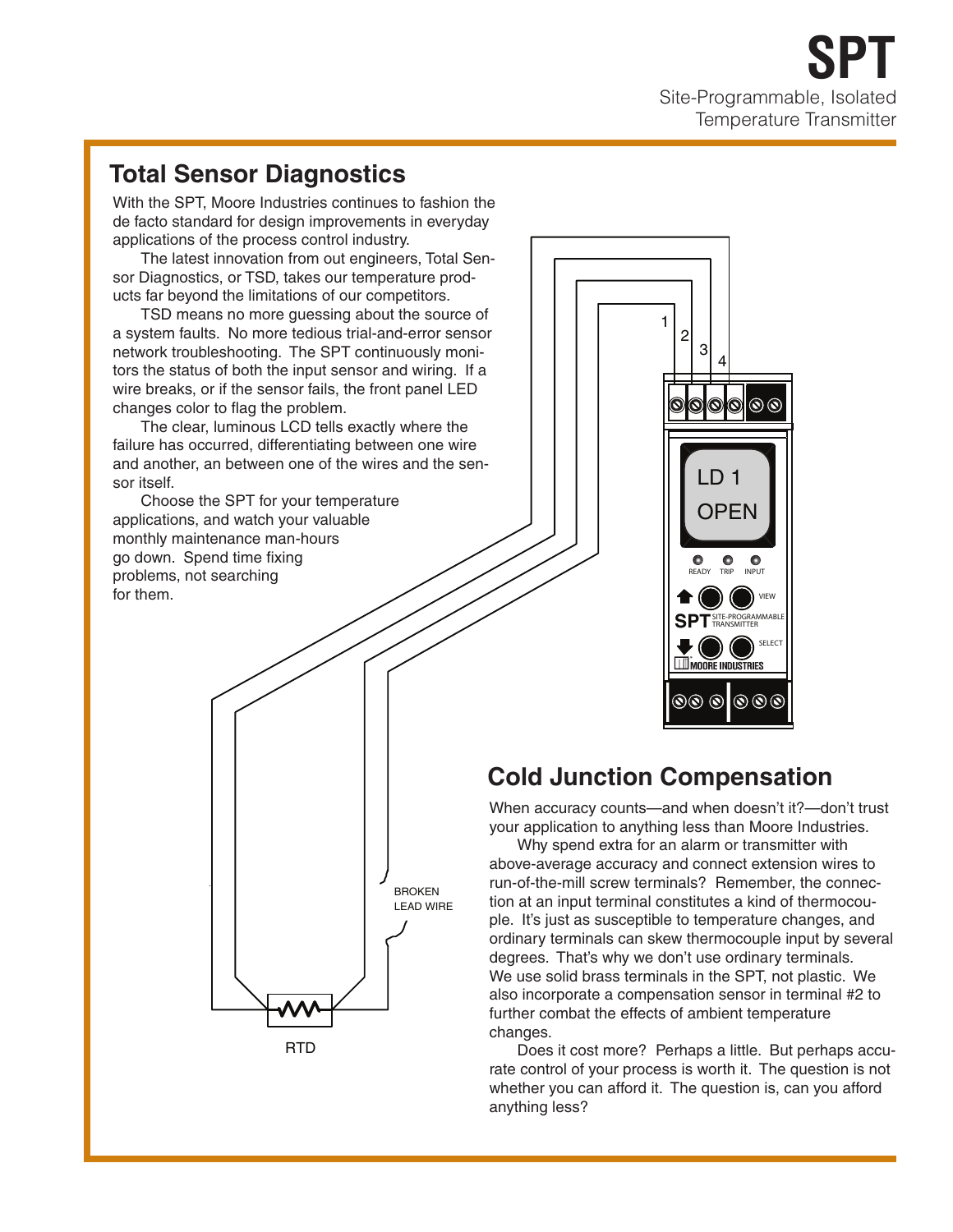# SPT

Site-Programmable, Isolated Temperature Transmitter

## Total Sensor Diagnostics

With the SPT, Moore Industries continues to fashion the de facto standard for design improvements in everyday applications of the process control industry.

The latest innovation from out engineers, Total Sensor Diagnostics, or TSD, takes our temperature products far beyond the limitations of our competitors.

TSD means no more guessing about the source of a system faults. No more tedious trial-and-error sensor network troubleshooting. The SPT continuously monitors the status of both the input sensor and wiring. If a wire breaks, or if the sensor fails, the front panel LED changes color to flag the problem.

The clear, luminous LCD tells exactly where the failure has occurred, differentiating between one wire and another, an between one of the wires and the sensor itself.

Choose the SPT for your temperature applications, and watch your valuable monthly maintenance man-hours go down. Spend time fixing problems, not searching for them.

1 2 3 4

LD 1 OPEN

READY TRIP INPUT

VIEW

SPT SITE-PROGRAMMABLE TRANSMITTER

SELECT

MOORE INDUSTRIES

BROKEN LEAD WIRE

RTD

## Cold Junction Compensation

When accuracy counts—and when doesn't it?—don't trust your application to anything less than Moore Industries.

Why spend extra for an alarm or transmitter with above-average accuracy and connect extension wires to run-of-the-mill screw terminals? Remember, the connection at an input terminal constitutes a kind of thermocouple. It's just as susceptible to temperature changes, and ordinary terminals can skew thermocouple input by several degrees. That's why we don't use ordinary terminals. We use solid brass terminals in the SPT, not plastic. We also incorporate a compensation sensor in terminal #2 to further combat the effects of ambient temperature changes.

Does it cost more? Perhaps a little. But perhaps accurate control of your process is worth it. The question is not whether you can afford it. The question is, can you afford anything less?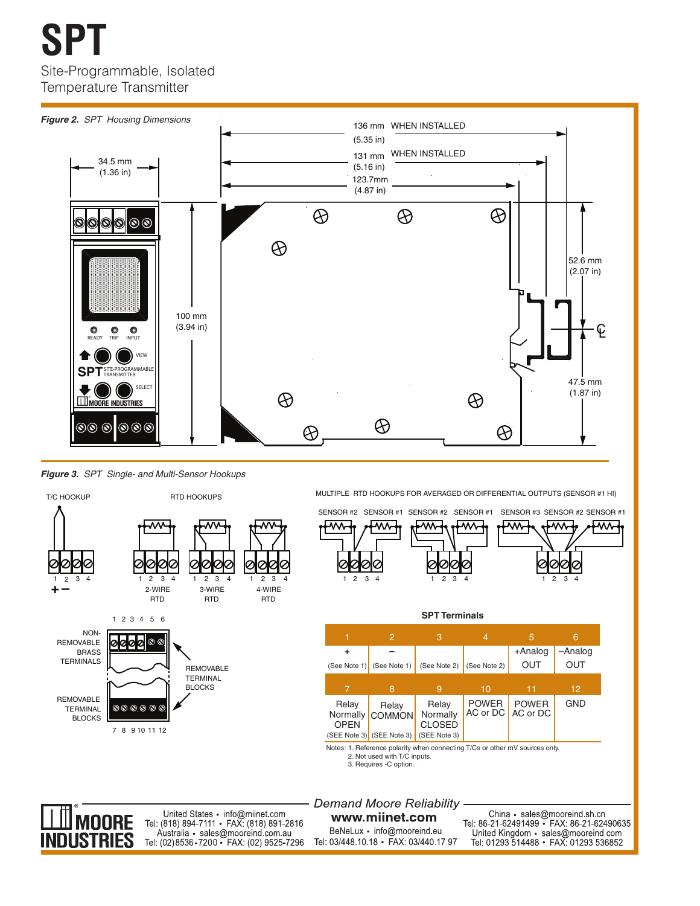# SPT

Site-Programmable, Isolated Temperature Transmitter

*Figure 2. SPT Housing Dimensions*

136 mm (5.35 in) WHEN INSTALLED

131 mm (5.16 in) WHEN INSTALLED

123.7mm (4.87 in)

34.5 mm (1.36 in)

100 mm (3.94 in)

52.6 mm (2.07 in)

47.5 mm (1.87 in)

READY TRIP INPUT

VIEW

SPT SITE-PROGRAMMABLE TRANSMITTER

SELECT

MOORE INDUSTRIES

*Figure 3. SPT Single- and Multi-Sensor Hookups*

T/C HOOKUP

1 2 3 4

+ −

RTD HOOKUPS

1 2 3 4 — 2-WIRE RTD

1 2 3 4 — 3-WIRE RTD

1 2 3 4 — 4-WIRE RTD

MULTIPLE RTD HOOKUPS FOR AVERAGED OR DIFFERENTIAL OUTPUTS (SENSOR #1 HI)

SENSOR #2 SENSOR #1 — 1 2 3 4

SENSOR #2 SENSOR #1 — 1 2 3 4

SENSOR #3 SENSOR #2 SENSOR #1 — 1 2 3 4

1 2 3 4 5 6

NON-REMOVABLE BRASS TERMINALS

REMOVABLE TERMINAL BLOCKS

REMOVABLE TERMINAL BLOCKS

7 8 9 10 11 12

**SPT Terminals**

| 1 | 2 | 3 | 4 | 5 | 6 |
|---|---|---|---|---|---|
| + (See Note 1) | − (See Note 1) | (See Note 2) | (See Note 2) | +Analog OUT | −Analog OUT |
| **7** | **8** | **9** | **10** | **11** | **12** |
| Relay Normally OPEN (SEE Note 3) | Relay COMMON (SEE Note 3) | Relay Normally CLOSED (SEE Note 3) | POWER AC or DC | POWER AC or DC | GND |

Notes: 1. Reference polarity when connecting T/Cs or other mV sources only.
2. Not used with T/C inputs.
3. Requires -C option.

MOORE INDUSTRIES

*Demand Moore Reliability*

**www.miinet.com**

United States • info@miinet.com
Tel: (818) 894-7111 • FAX: (818) 891-2816
Australia • sales@mooreind.com.au
Tel: (02)8536-7200 • FAX: (02) 9525-7296

BeNeLux • info@mooreind.eu
Tel: 03/448.10.18 • FAX: 03/440.17.97

China • sales@mooreind.sh.cn
Tel: 86-21-62491499 • FAX: 86-21-62490635
United Kingdom • sales@mooreind.com
Tel: 01293 514488 • FAX: 01293 536852